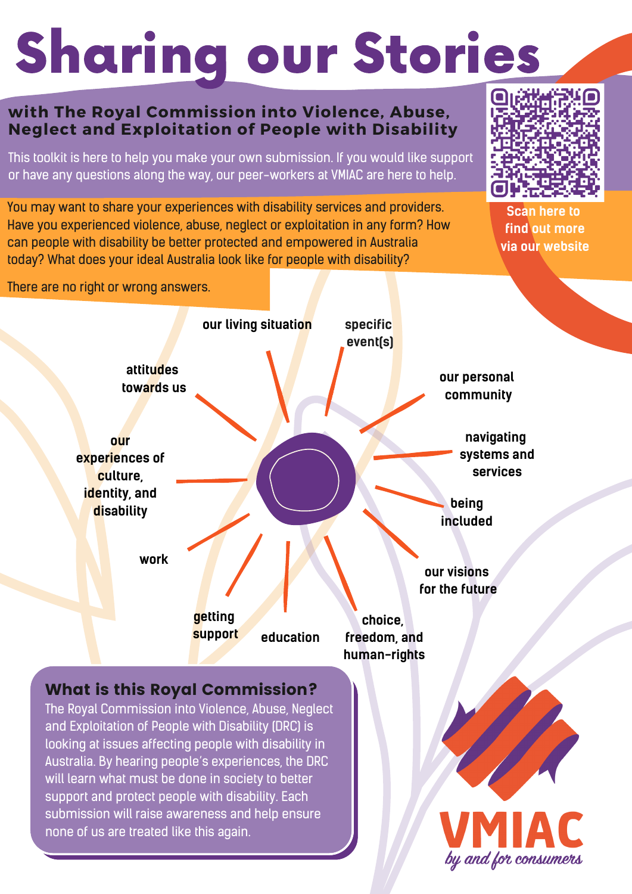# Sharing our Stories

## with The Royal Commission into Violence, Abuse, Neglect and Exploitation of People with Disability

This toolkit is here to help you make your own submission. If you would like support or have any questions along the way, our peer-workers at VMIAC are here to help.

Scan here to find out more via our website

You may want to share your experiences with disability services and providers. Have you experienced violence, abuse, neglect or exploitation in any form? How can people with disability be better protected and empowered in Australia today? What does your ideal Australia look like for people with disability?

There are no right or wrong answers.

- our living situation
- specific event(s)
- our personal community
- navigating systems and services
- being included
- our visions for the future
- choice, freedom, and human-rights
- education
- getting support
- work
- our experiences of culture, identity, and disability
- attitudes towards us

### What is this Royal Commission?

The Royal Commission into Violence, Abuse, Neglect and Exploitation of People with Disability (DRC) is looking at issues affecting people with disability in Australia. By hearing people's experiences, the DRC will learn what must be done in society to better support and protect people with disability. Each submission will raise awareness and help ensure none of us are treated like this again.

VMIAC *by and for consumers*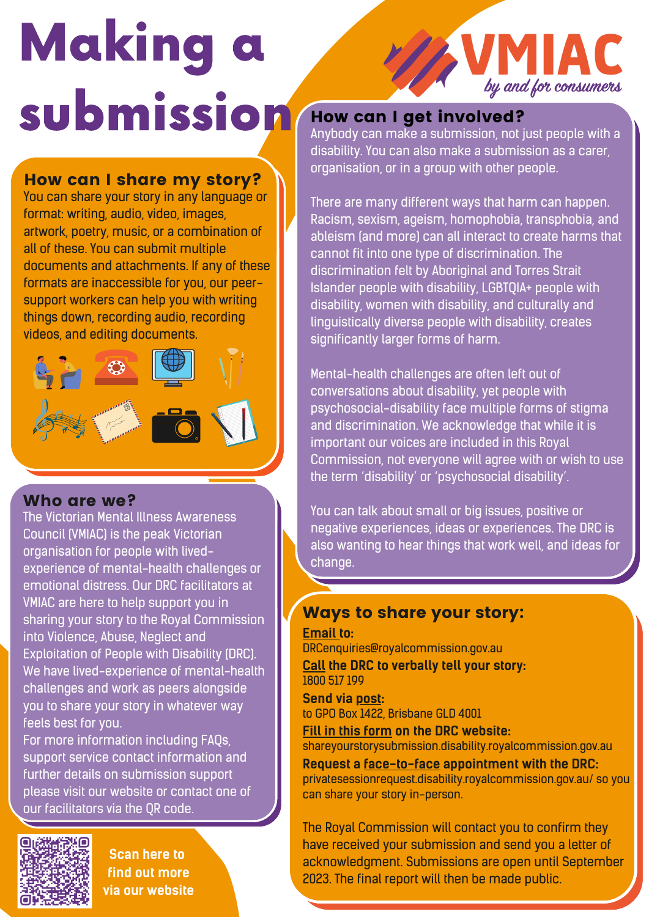# Making a submission

VMIAC *by and for consumers*

## How can I share my story?

You can share your story in any language or format: writing, audio, video, images, artwork, poetry, music, or a combination of all of these. You can submit multiple documents and attachments. If any of these formats are inaccessible for you, our peer-support workers can help you with writing things down, recording audio, recording videos, and editing documents.

## Who are we?

The Victorian Mental Illness Awareness Council (VMIAC) is the peak Victorian organisation for people with lived-experience of mental-health challenges or emotional distress. Our DRC facilitators at VMIAC are here to help support you in sharing your story to the Royal Commission into Violence, Abuse, Neglect and Exploitation of People with Disability (DRC). We have lived-experience of mental-health challenges and work as peers alongside you to share your story in whatever way feels best for you.

For more information including FAQs, support service contact information and further details on submission support please visit our website or contact one of our facilitators via the QR code.

**Scan here to find out more via our website**

## How can I get involved?

Anybody can make a submission, not just people with a disability. You can also make a submission as a carer, organisation, or in a group with other people.

There are many different ways that harm can happen. Racism, sexism, ageism, homophobia, transphobia, and ableism (and more) can all interact to create harms that cannot fit into one type of discrimination. The discrimination felt by Aboriginal and Torres Strait Islander people with disability, LGBTQIA+ people with disability, women with disability, and culturally and linguistically diverse people with disability, creates significantly larger forms of harm.

Mental-health challenges are often left out of conversations about disability, yet people with psychosocial-disability face multiple forms of stigma and discrimination. We acknowledge that while it is important our voices are included in this Royal Commission, not everyone will agree with or wish to use the term 'disability' or 'psychosocial disability'.

You can talk about small or big issues, positive or negative experiences, ideas or experiences. The DRC is also wanting to hear things that work well, and ideas for change.

## Ways to share your story:

**Email to:**
DRCenquiries@royalcommission.gov.au

**Call the DRC to verbally tell your story:**
1800 517 199

**Send via post:**
to GPO Box 1422, Brisbane GLD 4001

**Fill in this form on the DRC website:**
shareyourstorysubmission.disability.royalcommission.gov.au

**Request a face-to-face appointment with the DRC:**
privatesessionrequest.disability.royalcommission.gov.au/ so you can share your story in-person.

The Royal Commission will contact you to confirm they have received your submission and send you a letter of acknowledgment. Submissions are open until September 2023. The final report will then be made public.